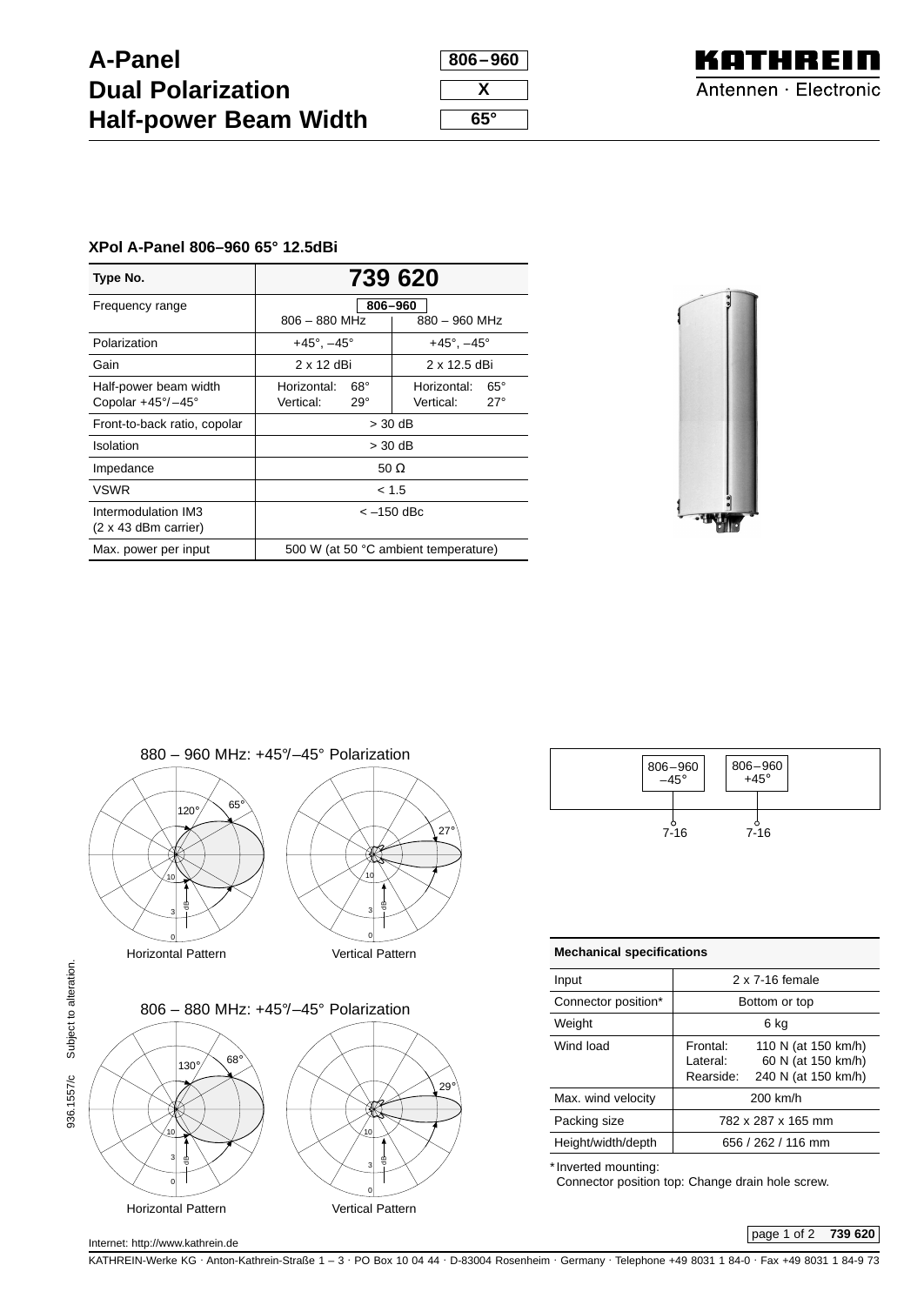# A-Panel Dual Polarization Half-power Beam Width

**806–960**

**X**

**65°**

KATHREIN Antennen · Electronic

### XPol A-Panel 806–960 65° 12.5dBi

| Type No. | 739 620 | |
|---|---|---|
| Frequency range | 806–960 | |
| | 806 – 880 MHz | 880 – 960 MHz |
| Polarization | +45°, –45° | +45°, –45° |
| Gain | 2 x 12 dBi | 2 x 12.5 dBi |
| Half-power beam width Copolar +45°/–45° | Horizontal: 68° Vertical: 29° | Horizontal: 65° Vertical: 27° |
| Front-to-back ratio, copolar | > 30 dB | |
| Isolation | > 30 dB | |
| Impedance | 50 Ω | |
| VSWR | < 1.5 | |
| Intermodulation IM3 (2 x 43 dBm carrier) | < –150 dBc | |
| Max. power per input | 500 W (at 50 °C ambient temperature) | |

880 – 960 MHz: +45°/–45° Polarization

Horizontal Pattern (65°, 120°) — Vertical Pattern (27°)

806 – 880 MHz: +45°/–45° Polarization

Horizontal Pattern (68°, 130°) — Vertical Pattern (29°)

806–960 –45° — 7-16; 806–960 +45° — 7-16

| Mechanical specifications | |
|---|---|
| Input | 2 x 7-16 female |
| Connector position* | Bottom or top |
| Weight | 6 kg |
| Wind load | Frontal: 110 N (at 150 km/h) Lateral: 60 N (at 150 km/h) Rearside: 240 N (at 150 km/h) |
| Max. wind velocity | 200 km/h |
| Packing size | 782 x 287 x 165 mm |
| Height/width/depth | 656 / 262 / 116 mm |

*Inverted mounting: Connector position top: Change drain hole screw.

936.1557/c Subject to alteration.

Internet: http://www.kathrein.de

KATHREIN-Werke KG · Anton-Kathrein-Straße 1 – 3 · PO Box 10 04 44 · D-83004 Rosenheim · Germany · Telephone +49 8031 1 84-0 · Fax +49 8031 1 84-9 73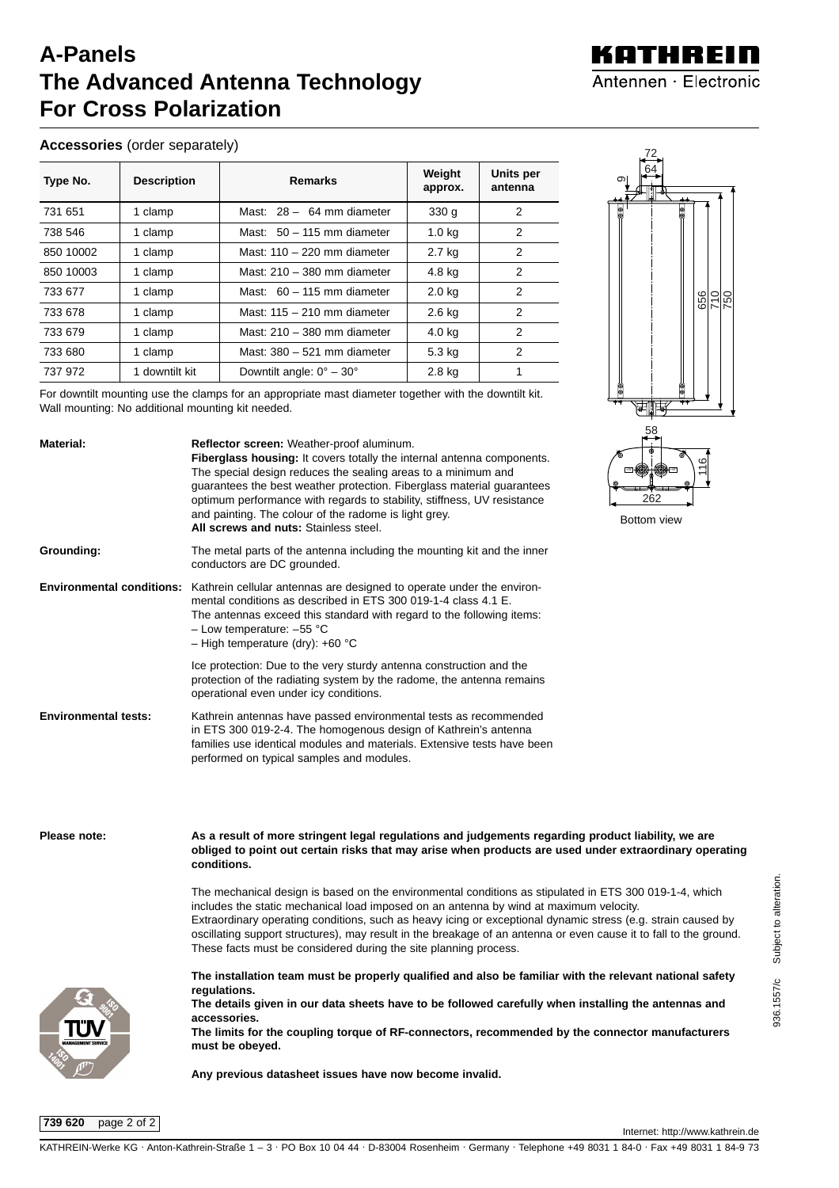# A-Panels
# The Advanced Antenna Technology For Cross Polarization

**Accessories** (order separately)

| Type No. | Description | Remarks | Weight approx. | Units per antenna |
|---|---|---|---|---|
| 731 651 | 1 clamp | Mast: 28 – 64 mm diameter | 330 g | 2 |
| 738 546 | 1 clamp | Mast: 50 – 115 mm diameter | 1.0 kg | 2 |
| 850 10002 | 1 clamp | Mast: 110 – 220 mm diameter | 2.7 kg | 2 |
| 850 10003 | 1 clamp | Mast: 210 – 380 mm diameter | 4.8 kg | 2 |
| 733 677 | 1 clamp | Mast: 60 – 115 mm diameter | 2.0 kg | 2 |
| 733 678 | 1 clamp | Mast: 115 – 210 mm diameter | 2.6 kg | 2 |
| 733 679 | 1 clamp | Mast: 210 – 380 mm diameter | 4.0 kg | 2 |
| 733 680 | 1 clamp | Mast: 380 – 521 mm diameter | 5.3 kg | 2 |
| 737 972 | 1 downtilt kit | Downtilt angle: 0° – 30° | 2.8 kg | 1 |

For downtilt mounting use the clamps for an appropriate mast diameter together with the downtilt kit.
Wall mounting: No additional mounting kit needed.

72
64
9
656
710
750
58
116
262

Bottom view

**Material:** **Reflector screen:** Weather-proof aluminum.
**Fiberglass housing:** It covers totally the internal antenna components. The special design reduces the sealing areas to a minimum and guarantees the best weather protection. Fiberglass material guarantees optimum performance with regards to stability, stiffness, UV resistance and painting. The colour of the radome is light grey.
**All screws and nuts:** Stainless steel.

**Grounding:** The metal parts of the antenna including the mounting kit and the inner conductors are DC grounded.

**Environmental conditions:** Kathrein cellular antennas are designed to operate under the environmental conditions as described in ETS 300 019-1-4 class 4.1 E.
The antennas exceed this standard with regard to the following items:
– Low temperature: –55 °C
– High temperature (dry): +60 °C

Ice protection: Due to the very sturdy antenna construction and the protection of the radiating system by the radome, the antenna remains operational even under icy conditions.

**Environmental tests:** Kathrein antennas have passed environmental tests as recommended in ETS 300 019-2-4. The homogenous design of Kathrein's antenna families use identical modules and materials. Extensive tests have been performed on typical samples and modules.

**Please note:** **As a result of more stringent legal regulations and judgements regarding product liability, we are obliged to point out certain risks that may arise when products are used under extraordinary operating conditions.**

The mechanical design is based on the environmental conditions as stipulated in ETS 300 019-1-4, which includes the static mechanical load imposed on an antenna by wind at maximum velocity.
Extraordinary operating conditions, such as heavy icing or exceptional dynamic stress (e.g. strain caused by oscillating support structures), may result in the breakage of an antenna or even cause it to fall to the ground. These facts must be considered during the site planning process.

**The installation team must be properly qualified and also be familiar with the relevant national safety regulations.**
**The details given in our data sheets have to be followed carefully when installing the antennas and accessories.**
**The limits for the coupling torque of RF-connectors, recommended by the connector manufacturers must be obeyed.**

**Any previous datasheet issues have now become invalid.**

936.1557/c Subject to alteration.

739 620

Internet: http://www.kathrein.de

KATHREIN-Werke KG · Anton-Kathrein-Straße 1 – 3 · PO Box 10 04 44 · D-83004 Rosenheim · Germany · Telephone +49 8031 1 84-0 · Fax +49 8031 1 84-9 73